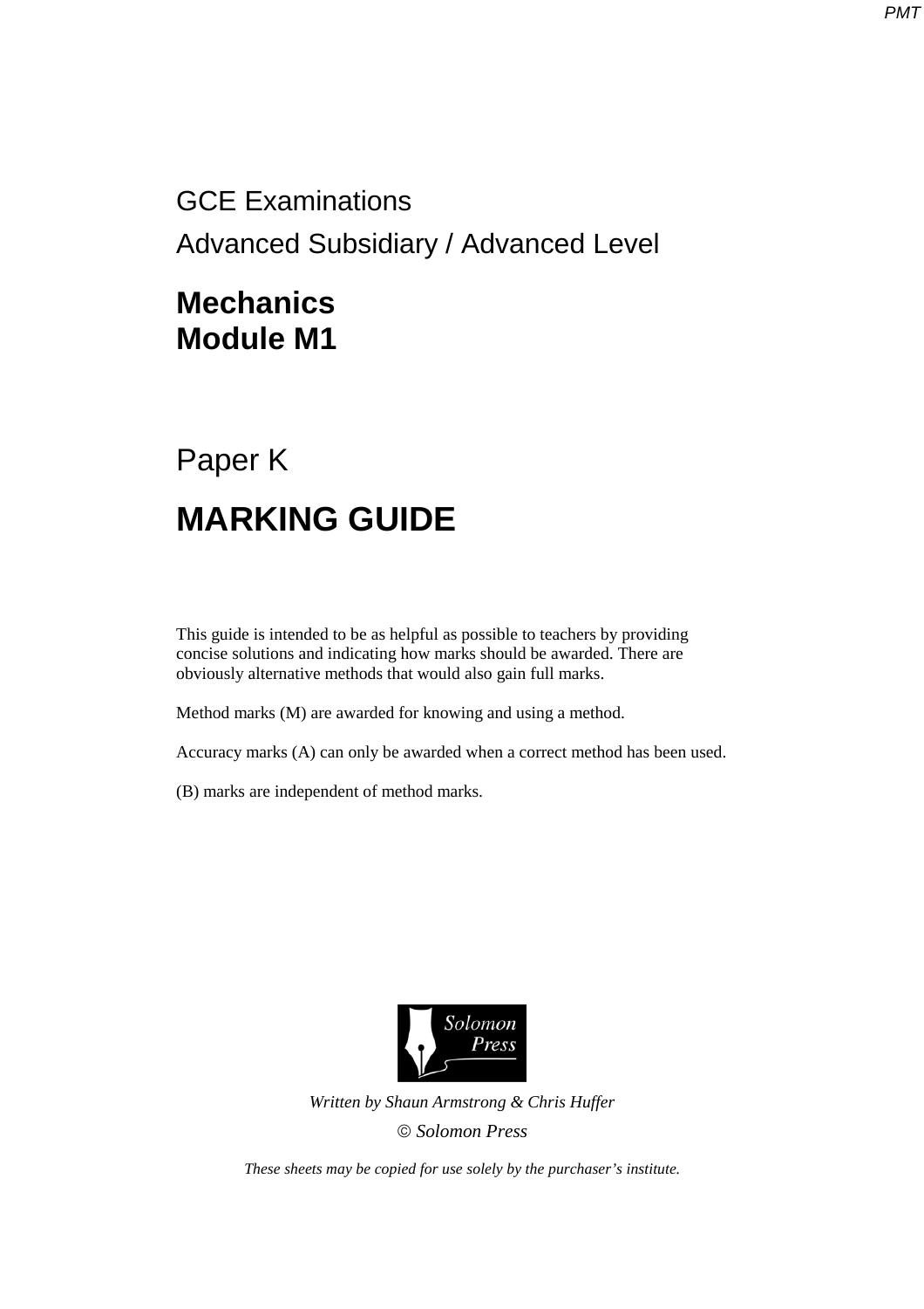GCE Examinations

Advanced Subsidiary / Advanced Level

# Mechanics
# Module M1

## Paper K

# MARKING GUIDE

This guide is intended to be as helpful as possible to teachers by providing concise solutions and indicating how marks should be awarded. There are obviously alternative methods that would also gain full marks.

Method marks (M) are awarded for knowing and using a method.

Accuracy marks (A) can only be awarded when a correct method has been used.

(B) marks are independent of method marks.

Solomon Press

*Written by Shaun Armstrong & Chris Huffer*

*© Solomon Press*

*These sheets may be copied for use solely by the purchaser's institute.*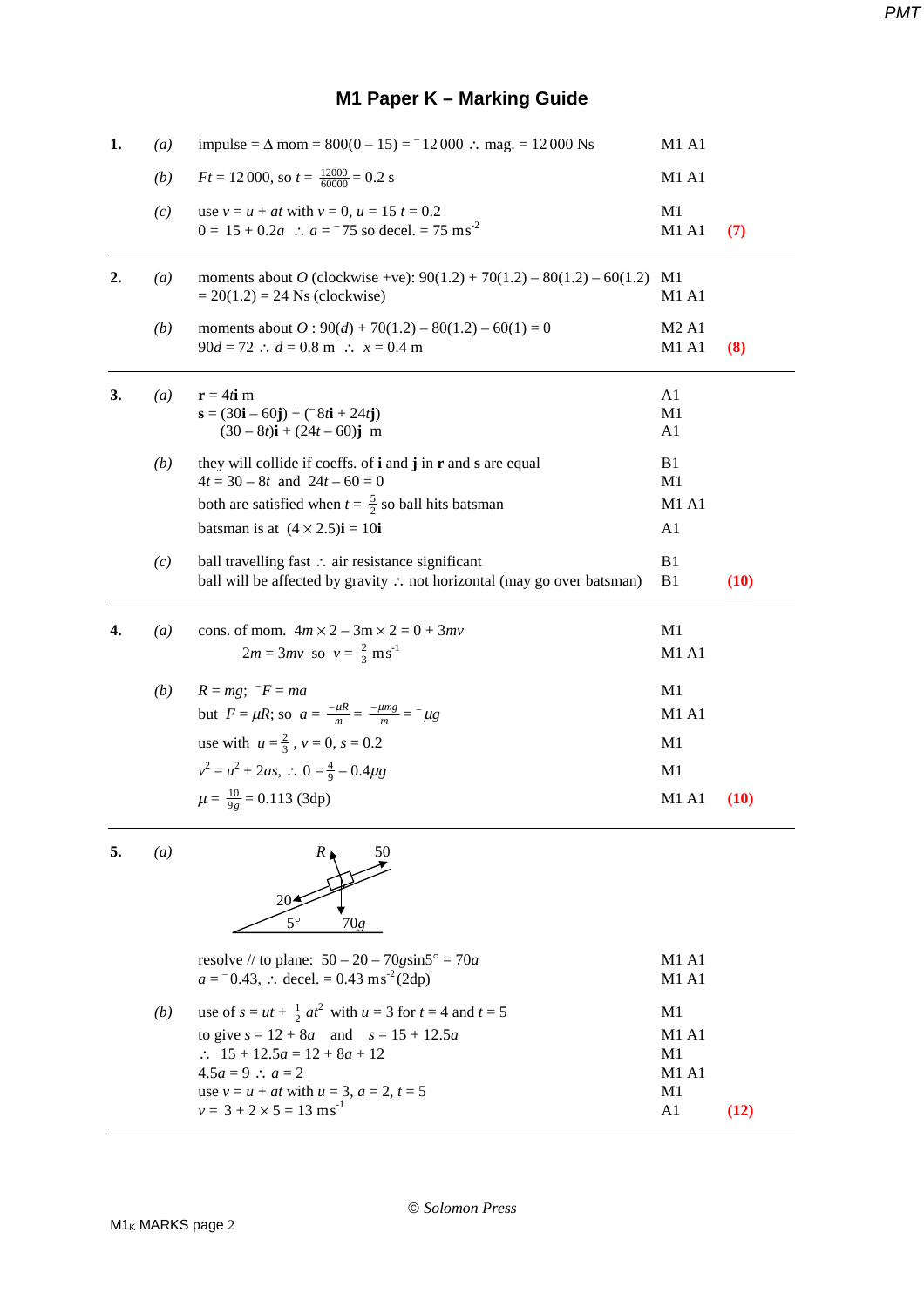# M1 Paper K – Marking Guide

| | | | | |
|---|---|---|---|---|
| **1.** | *(a)* | impulse = $\Delta$ mom = $800(0 - 15) = {}^-12\,000$ $\therefore$ mag. = 12 000 Ns | M1 A1 | |
| | *(b)* | $Ft = 12\,000$, so $t = \frac{12000}{60000} = 0.2$ s | M1 A1 | |
| | *(c)* | use $v = u + at$ with $v = 0$, $u = 15$ $t = 0.2$ | M1 | |
| | | $0 = 15 + 0.2a$ $\therefore$ $a = {}^-75$ so decel. = 75 ms$^{-2}$ | M1 A1 | **(7)** |
| **2.** | *(a)* | moments about $O$ (clockwise +ve): $90(1.2) + 70(1.2) - 80(1.2) - 60(1.2)$ | M1 | |
| | | $= 20(1.2) = 24$ Ns (clockwise) | M1 A1 | |
| | *(b)* | moments about $O$ : $90(d) + 70(1.2) - 80(1.2) - 60(1) = 0$ | M2 A1 | |
| | | $90d = 72$ $\therefore$ $d = 0.8$ m $\therefore$ $x = 0.4$ m | M1 A1 | **(8)** |
| **3.** | *(a)* | $\mathbf{r} = 4t\mathbf{i}$ m | A1 | |
| | | $\mathbf{s} = (30\mathbf{i} - 60\mathbf{j}) + ({}^-8t\mathbf{i} + 24t\mathbf{j})$ | M1 | |
| | | $(30 - 8t)\mathbf{i} + (24t - 60)\mathbf{j}$ m | A1 | |
| | *(b)* | they will collide if coeffs. of $\mathbf{i}$ and $\mathbf{j}$ in $\mathbf{r}$ and $\mathbf{s}$ are equal | B1 | |
| | | $4t = 30 - 8t$ and $24t - 60 = 0$ | M1 | |
| | | both are satisfied when $t = \frac{5}{2}$ so ball hits batsman | M1 A1 | |
| | | batsman is at $(4 \times 2.5)\mathbf{i} = 10\mathbf{i}$ | A1 | |
| | *(c)* | ball travelling fast $\therefore$ air resistance significant | B1 | |
| | | ball will be affected by gravity $\therefore$ not horizontal (may go over batsman) | B1 | **(10)** |
| **4.** | *(a)* | cons. of mom. $4m \times 2 - 3m \times 2 = 0 + 3mv$ | M1 | |
| | | $2m = 3mv$ so $v = \frac{2}{3}$ ms$^{-1}$ | M1 A1 | |
| | *(b)* | $R = mg$; ${}^-F = ma$ | M1 | |
| | | but $F = \mu R$; so $a = \frac{-\mu R}{m} = \frac{-\mu mg}{m} = {}^-\mu g$ | M1 A1 | |
| | | use with $u = \frac{2}{3}$, $v = 0$, $s = 0.2$ | M1 | |
| | | $v^2 = u^2 + 2as$, $\therefore$ $0 = \frac{4}{9} - 0.4\mu g$ | M1 | |
| | | $\mu = \frac{10}{9g} = 0.113$ (3dp) | M1 A1 | **(10)** |
| **5.** | *(a)* | [Diagram: block on plane inclined at 5°, forces $R$, 50, 20, $70g$] | | |
| | | resolve // to plane: $50 - 20 - 70g\sin 5° = 70a$ | M1 A1 | |
| | | $a = {}^-0.43$, $\therefore$ decel. = 0.43 ms$^{-2}$ (2dp) | M1 A1 | |
| | *(b)* | use of $s = ut + \frac{1}{2}at^2$ with $u = 3$ for $t = 4$ and $t = 5$ | M1 | |
| | | to give $s = 12 + 8a$ and $s = 15 + 12.5a$ | M1 A1 | |
| | | $\therefore$ $15 + 12.5a = 12 + 8a + 12$ | M1 | |
| | | $4.5a = 9$ $\therefore$ $a = 2$ | M1 A1 | |
| | | use $v = u + at$ with $u = 3$, $a = 2$, $t = 5$ | M1 | |
| | | $v = 3 + 2 \times 5 = 13$ ms$^{-1}$ | A1 | **(12)** |

© *Solomon Press*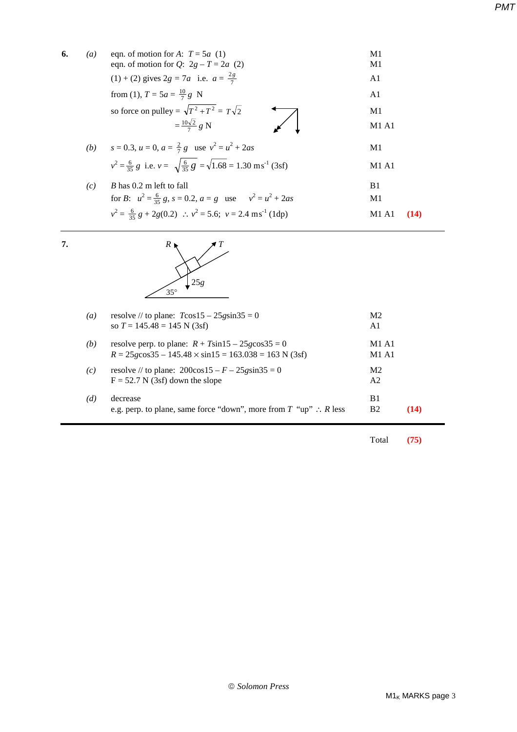**6.** *(a)*

| | | |
|---|---|---|
| eqn. of motion for $A$: $T = 5a$ (1) | M1 | |
| eqn. of motion for $Q$: $2g - T = 2a$ (2) | M1 | |
| (1) + (2) gives $2g = 7a$ i.e. $a = \frac{2g}{7}$ | A1 | |
| from (1), $T = 5a = \frac{10}{7}g$ N | A1 | |
| so force on pulley $= \sqrt{T^2 + T^2} = T\sqrt{2}$ | M1 | |
| $= \frac{10\sqrt{2}}{7}g$ N | M1 A1 | |

*(b)*

| | | |
|---|---|---|
| $s = 0.3$, $u = 0$, $a = \frac{2}{7}g$ use $v^2 = u^2 + 2as$ | M1 | |
| $v^2 = \frac{6}{35}g$ i.e. $v = \sqrt{\frac{6}{35}g} = \sqrt{1.68} = 1.30$ ms$^{-1}$ (3sf) | M1 A1 | |

*(c)*

| | | |
|---|---|---|
| $B$ has 0.2 m left to fall | B1 | |
| for $B$: $u^2 = \frac{6}{35}g$, $s = 0.2$, $a = g$ use $v^2 = u^2 + 2as$ | M1 | |
| $v^2 = \frac{6}{35}g + 2g(0.2)$ $\therefore$ $v^2 = 5.6$; $v = 2.4$ ms$^{-1}$ (1dp) | M1 A1 | **(14)** |

---

**7.**

*(a)*

| | | |
|---|---|---|
| resolve // to plane: $T\cos15 - 25g\sin35 = 0$ | M2 | |
| so $T = 145.48 = 145$ N (3sf) | A1 | |

*(b)*

| | | |
|---|---|---|
| resolve perp. to plane: $R + T\sin15 - 25g\cos35 = 0$ | M1 A1 | |
| $R = 25g\cos35 - 145.48 \times \sin15 = 163.038 = 163$ N (3sf) | M1 A1 | |

*(c)*

| | | |
|---|---|---|
| resolve // to plane: $200\cos15 - F - 25g\sin35 = 0$ | M2 | |
| F = 52.7 N (3sf) down the slope | A2 | |

*(d)*

| | | |
|---|---|---|
| decrease | B1 | |
| e.g. perp. to plane, same force "down", more from $T$ "up" $\therefore$ $R$ less | B2 | **(14)** |

---

Total **(75)**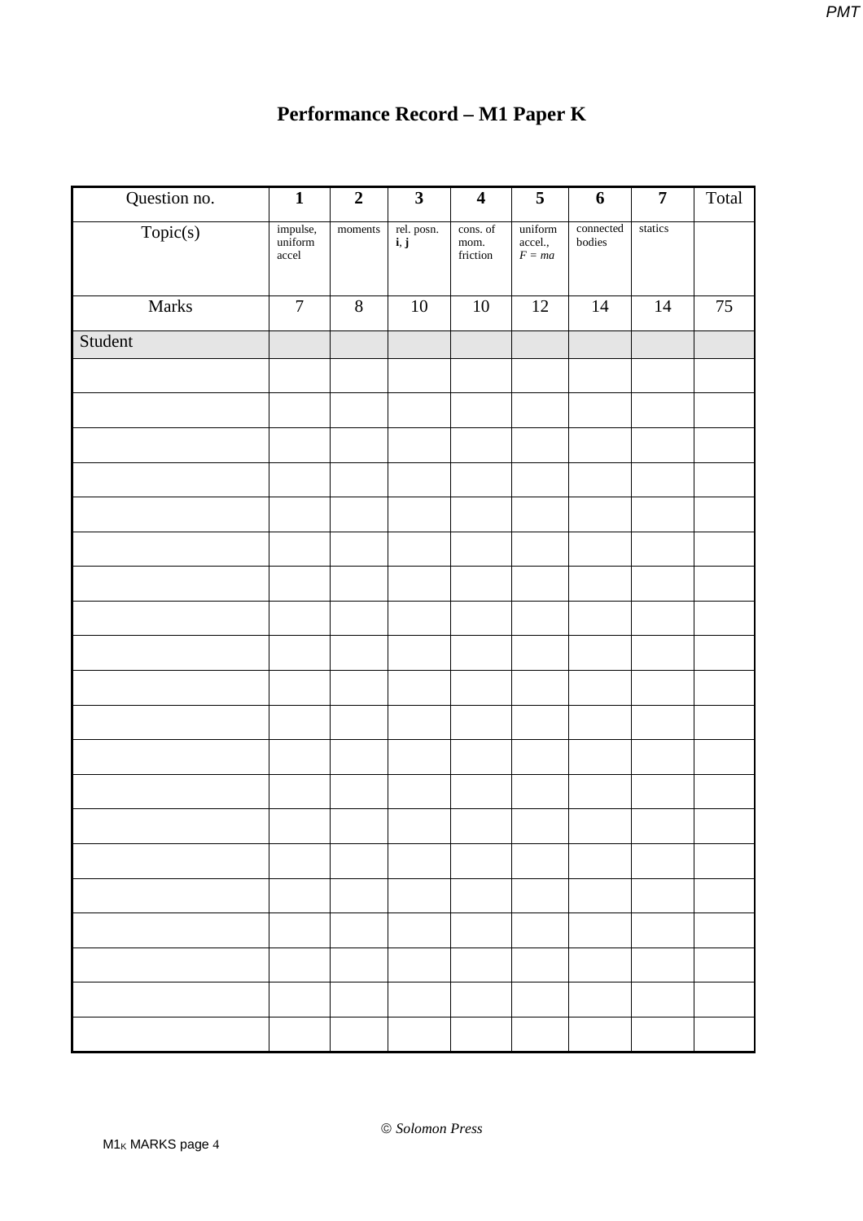# Performance Record – M1 Paper K

| Question no. | **1** | **2** | **3** | **4** | **5** | **6** | **7** | Total |
|---|---|---|---|---|---|---|---|---|
| Topic(s) | impulse, uniform accel | moments | rel. posn. **i**, **j** | cons. of mom. friction | uniform accel., $F = ma$ | connected bodies | statics | |
| Marks | 7 | 8 | 10 | 10 | 12 | 14 | 14 | 75 |
| Student | | | | | | | | |
| | | | | | | | | |
| | | | | | | | | |
| | | | | | | | | |
| | | | | | | | | |
| | | | | | | | | |
| | | | | | | | | |
| | | | | | | | | |
| | | | | | | | | |
| | | | | | | | | |
| | | | | | | | | |
| | | | | | | | | |
| | | | | | | | | |
| | | | | | | | | |
| | | | | | | | | |
| | | | | | | | | |
| | | | | | | | | |
| | | | | | | | | |
| | | | | | | | | |
| | | | | | | | | |
| | | | | | | | | |

*© Solomon Press*